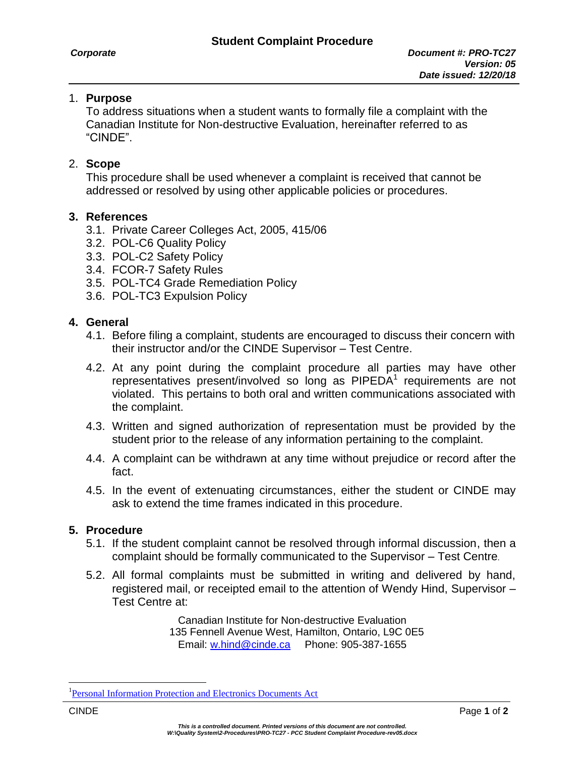# Student Complaint Procedure

***Corporate***

***Document #: PRO-TC27***
***Version: 05***
***Date issued: 12/20/18***

## 1. Purpose

To address situations when a student wants to formally file a complaint with the Canadian Institute for Non-destructive Evaluation, hereinafter referred to as "CINDE".

## 2. Scope

This procedure shall be used whenever a complaint is received that cannot be addressed or resolved by using other applicable policies or procedures.

## 3. References

3.1. Private Career Colleges Act, 2005, 415/06
3.2. POL-C6 Quality Policy
3.3. POL-C2 Safety Policy
3.4. FCOR-7 Safety Rules
3.5. POL-TC4 Grade Remediation Policy
3.6. POL-TC3 Expulsion Policy

## 4. General

4.1. Before filing a complaint, students are encouraged to discuss their concern with their instructor and/or the CINDE Supervisor – Test Centre.

4.2. At any point during the complaint procedure all parties may have other representatives present/involved so long as PIPEDA[1] requirements are not violated. This pertains to both oral and written communications associated with the complaint.

4.3. Written and signed authorization of representation must be provided by the student prior to the release of any information pertaining to the complaint.

4.4. A complaint can be withdrawn at any time without prejudice or record after the fact.

4.5. In the event of extenuating circumstances, either the student or CINDE may ask to extend the time frames indicated in this procedure.

## 5. Procedure

5.1. If the student complaint cannot be resolved through informal discussion, then a complaint should be formally communicated to the Supervisor – Test Centre.

5.2. All formal complaints must be submitted in writing and delivered by hand, registered mail, or receipted email to the attention of Wendy Hind, Supervisor – Test Centre at:

Canadian Institute for Non-destructive Evaluation
135 Fennell Avenue West, Hamilton, Ontario, L9C 0E5
Email: w.hind@cinde.ca Phone: 905-387-1655

---

[1] Personal Information Protection and Electronics Documents Act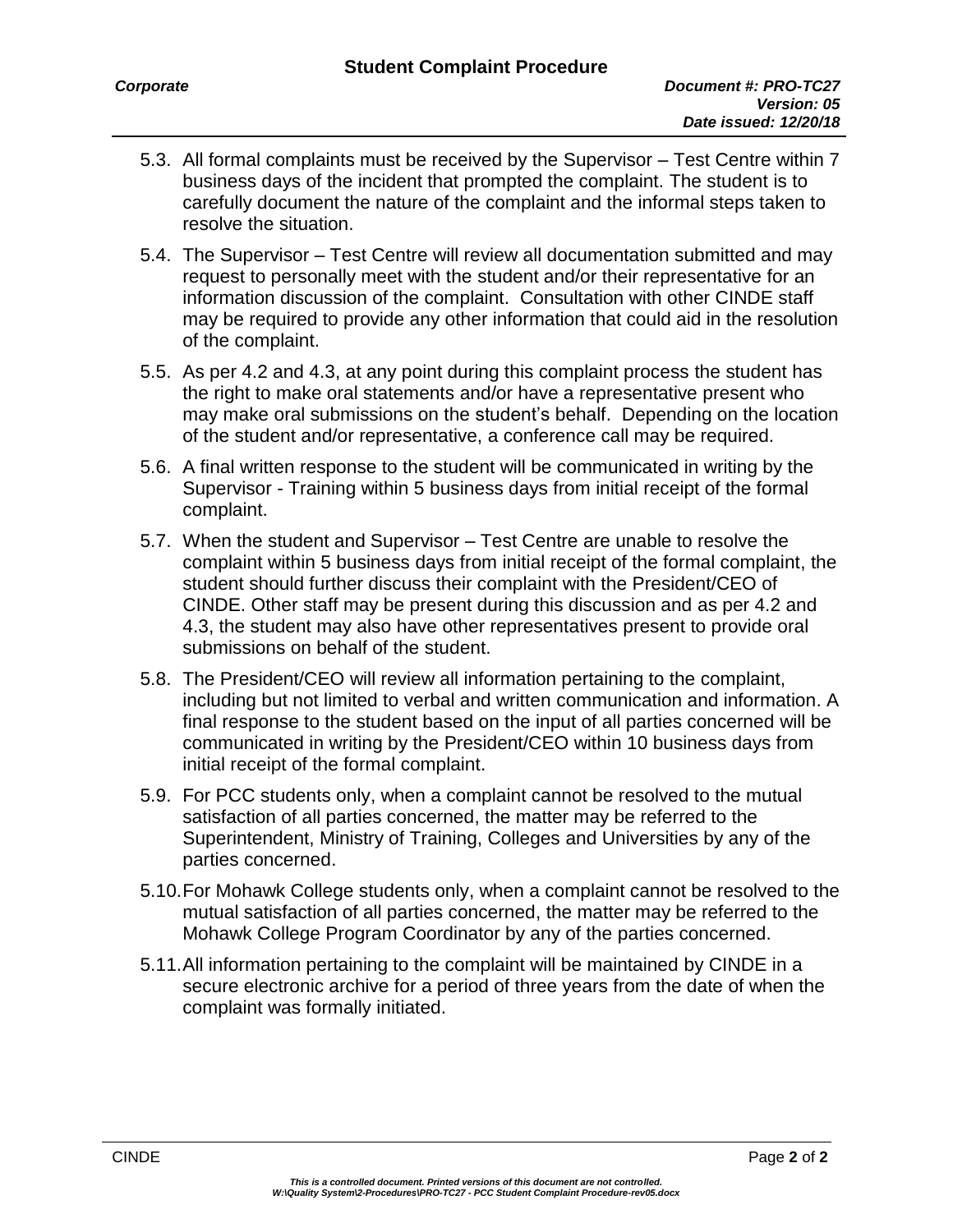5.3. All formal complaints must be received by the Supervisor – Test Centre within 7 business days of the incident that prompted the complaint. The student is to carefully document the nature of the complaint and the informal steps taken to resolve the situation.

5.4. The Supervisor – Test Centre will review all documentation submitted and may request to personally meet with the student and/or their representative for an information discussion of the complaint. Consultation with other CINDE staff may be required to provide any other information that could aid in the resolution of the complaint.

5.5. As per 4.2 and 4.3, at any point during this complaint process the student has the right to make oral statements and/or have a representative present who may make oral submissions on the student's behalf. Depending on the location of the student and/or representative, a conference call may be required.

5.6. A final written response to the student will be communicated in writing by the Supervisor - Training within 5 business days from initial receipt of the formal complaint.

5.7. When the student and Supervisor – Test Centre are unable to resolve the complaint within 5 business days from initial receipt of the formal complaint, the student should further discuss their complaint with the President/CEO of CINDE. Other staff may be present during this discussion and as per 4.2 and 4.3, the student may also have other representatives present to provide oral submissions on behalf of the student.

5.8. The President/CEO will review all information pertaining to the complaint, including but not limited to verbal and written communication and information. A final response to the student based on the input of all parties concerned will be communicated in writing by the President/CEO within 10 business days from initial receipt of the formal complaint.

5.9. For PCC students only, when a complaint cannot be resolved to the mutual satisfaction of all parties concerned, the matter may be referred to the Superintendent, Ministry of Training, Colleges and Universities by any of the parties concerned.

5.10. For Mohawk College students only, when a complaint cannot be resolved to the mutual satisfaction of all parties concerned, the matter may be referred to the Mohawk College Program Coordinator by any of the parties concerned.

5.11. All information pertaining to the complaint will be maintained by CINDE in a secure electronic archive for a period of three years from the date of when the complaint was formally initiated.